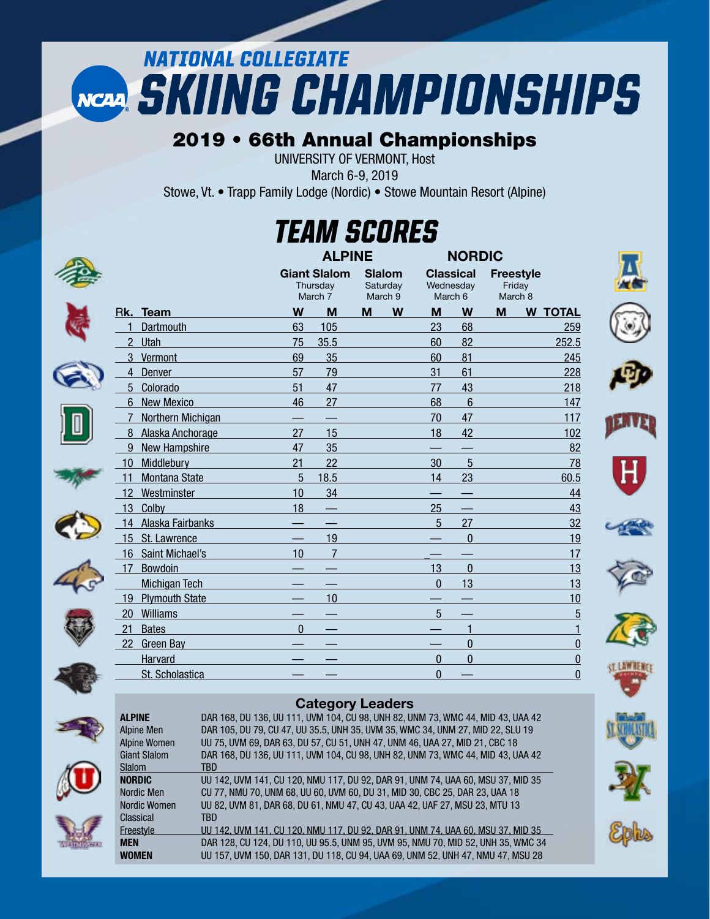# NATIONAL COLLEGIATE SKIING CHAMPIONSHIPS

## 2019 • 66th Annual Championships

UNIVERSITY OF VERMONT, Host

March 6-9, 2019

Stowe, Vt. • Trapp Family Lodge (Nordic) • Stowe Mountain Resort (Alpine)

## TEAM SCORES

| | | ALPINE | | | | NORDIC | | | | |
|---|---|---|---|---|---|---|---|---|---|---|
| | | Giant Slalom Thursday March 7 | | Slalom Saturday March 9 | | Classical Wednesday March 6 | | Freestyle Friday March 8 | | |
| Rk. | Team | W | M | M | W | M | W | M | W | TOTAL |
| 1 | Dartmouth | 63 | 105 | | | 23 | 68 | | | 259 |
| 2 | Utah | 75 | 35.5 | | | 60 | 82 | | | 252.5 |
| 3 | Vermont | 69 | 35 | | | 60 | 81 | | | 245 |
| 4 | Denver | 57 | 79 | | | 31 | 61 | | | 228 |
| 5 | Colorado | 51 | 47 | | | 77 | 43 | | | 218 |
| 6 | New Mexico | 46 | 27 | | | 68 | 6 | | | 147 |
| 7 | Northern Michigan | — | — | | | 70 | 47 | | | 117 |
| 8 | Alaska Anchorage | 27 | 15 | | | 18 | 42 | | | 102 |
| 9 | New Hampshire | 47 | 35 | | | — | — | | | 82 |
| 10 | Middlebury | 21 | 22 | | | 30 | 5 | | | 78 |
| 11 | Montana State | 5 | 18.5 | | | 14 | 23 | | | 60.5 |
| 12 | Westminster | 10 | 34 | | | — | — | | | 44 |
| 13 | Colby | 18 | — | | | 25 | — | | | 43 |
| 14 | Alaska Fairbanks | — | — | | | 5 | 27 | | | 32 |
| 15 | St. Lawrence | — | 19 | | | — | 0 | | | 19 |
| 16 | Saint Michael's | 10 | 7 | | | — | — | | | 17 |
| 17 | Bowdoin | — | — | | | 13 | 0 | | | 13 |
| | Michigan Tech | — | — | | | 0 | 13 | | | 13 |
| 19 | Plymouth State | — | 10 | | | — | — | | | 10 |
| 20 | Williams | — | — | | | 5 | — | | | 5 |
| 21 | Bates | 0 | — | | | — | 1 | | | 1 |
| 22 | Green Bay | — | — | | | — | 0 | | | 0 |
| | Harvard | — | — | | | 0 | 0 | | | 0 |
| | St. Scholastica | — | — | | | 0 | — | | | 0 |

### Category Leaders

| | |
|---|---|
| **ALPINE** | DAR 168, DU 136, UU 111, UVM 104, CU 98, UNH 82, UNM 73, WMC 44, MID 43, UAA 42 |
| Alpine Men | DAR 105, DU 79, CU 47, UU 35.5, UNH 35, UVM 35, WMC 34, UNM 27, MID 22, SLU 19 |
| Alpine Women | UU 75, UVM 69, DAR 63, DU 57, CU 51, UNH 47, UNM 46, UAA 27, MID 21, CBC 18 |
| Giant Slalom | DAR 168, DU 136, UU 111, UVM 104, CU 98, UNH 82, UNM 73, WMC 44, MID 43, UAA 42 |
| Slalom | TBD |
| **NORDIC** | UU 142, UVM 141, CU 120, NMU 117, DU 92, DAR 91, UNM 74, UAA 60, MSU 37, MID 35 |
| Nordic Men | CU 77, NMU 70, UNM 68, UU 60, UVM 60, DU 31, MID 30, CBC 25, DAR 23, UAA 18 |
| Nordic Women | UU 82, UVM 81, DAR 68, DU 61, NMU 47, CU 43, UAA 42, UAF 27, MSU 23, MTU 13 |
| Classical | TBD |
| Freestyle | UU 142, UVM 141, CU 120, NMU 117, DU 92, DAR 91, UNM 74, UAA 60, MSU 37, MID 35 |
| **MEN** | DAR 128, CU 124, DU 110, UU 95.5, UNM 95, UVM 95, NMU 70, MID 52, UNH 35, WMC 34 |
| **WOMEN** | UU 157, UVM 150, DAR 131, DU 118, CU 94, UAA 69, UNM 52, UNH 47, NMU 47, MSU 28 |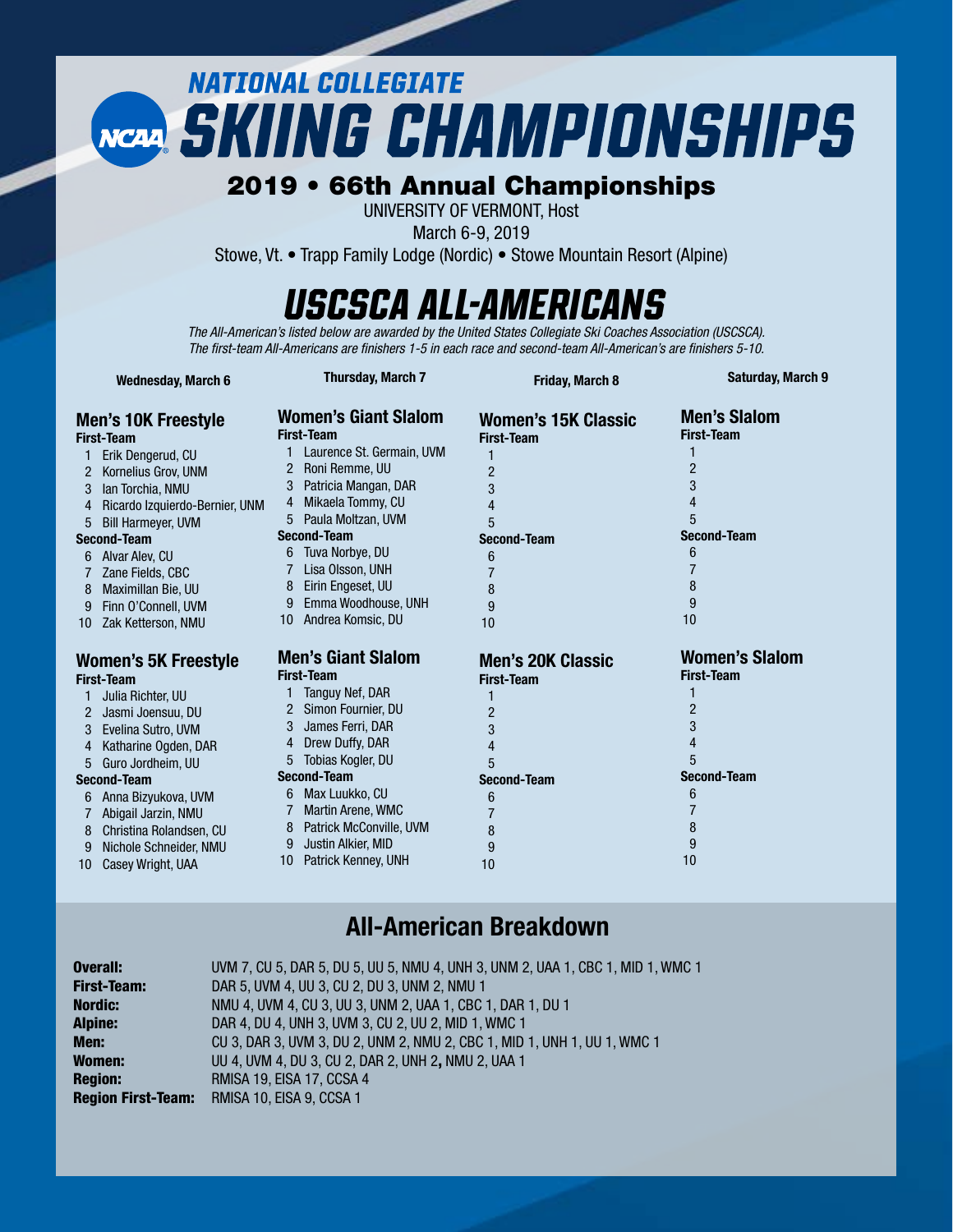# NATIONAL COLLEGIATE SKIING CHAMPIONSHIPS

## 2019 • 66th Annual Championships

UNIVERSITY OF VERMONT, Host

March 6-9, 2019

Stowe, Vt. • Trapp Family Lodge (Nordic) • Stowe Mountain Resort (Alpine)

# USCSCA ALL-AMERICANS

*The All-American's listed below are awarded by the United States Collegiate Ski Coaches Association (USCSCA). The first-team All-Americans are finishers 1-5 in each race and second-team All-American's are finishers 5-10.*

### Wednesday, March 6

#### Men's 10K Freestyle

**First-Team**

1 Erik Dengerud, CU
2 Kornelius Grov, UNM
3 Ian Torchia, NMU
4 Ricardo Izquierdo-Bernier, UNM
5 Bill Harmeyer, UVM

**Second-Team**

6 Alvar Alev, CU
7 Zane Fields, CBC
8 Maximillan Bie, UU
9 Finn O'Connell, UVM
10 Zak Ketterson, NMU

#### Women's 5K Freestyle

**First-Team**

1 Julia Richter, UU
2 Jasmi Joensuu, DU
3 Evelina Sutro, UVM
4 Katharine Ogden, DAR
5 Guro Jordheim, UU

**Second-Team**

6 Anna Bizyukova, UVM
7 Abigail Jarzin, NMU
8 Christina Rolandsen, CU
9 Nichole Schneider, NMU
10 Casey Wright, UAA

### Thursday, March 7

#### Women's Giant Slalom

**First-Team**

1 Laurence St. Germain, UVM
2 Roni Remme, UU
3 Patricia Mangan, DAR
4 Mikaela Tommy, CU
5 Paula Moltzan, UVM

**Second-Team**

6 Tuva Norbye, DU
7 Lisa Olsson, UNH
8 Eirin Engeset, UU
9 Emma Woodhouse, UNH
10 Andrea Komsic, DU

#### Men's Giant Slalom

**First-Team**

1 Tanguy Nef, DAR
2 Simon Fournier, DU
3 James Ferri, DAR
4 Drew Duffy, DAR
5 Tobias Kogler, DU

**Second-Team**

6 Max Luukko, CU
7 Martin Arene, WMC
8 Patrick McConville, UVM
9 Justin Alkier, MID
10 Patrick Kenney, UNH

### Friday, March 8

#### Women's 15K Classic

**First-Team**

1
2
3
4
5

**Second-Team**

6
7
8
9
10

#### Men's 20K Classic

**First-Team**

1
2
3
4
5

**Second-Team**

6
7
8
9
10

### Saturday, March 9

#### Men's Slalom

**First-Team**

1
2
3
4
5

**Second-Team**

6
7
8
9
10

#### Women's Slalom

**First-Team**

1
2
3
4
5

**Second-Team**

6
7
8
9
10

## All-American Breakdown

**Overall:** UVM 7, CU 5, DAR 5, DU 5, UU 5, NMU 4, UNH 3, UNM 2, UAA 1, CBC 1, MID 1, WMC 1
**First-Team:** DAR 5, UVM 4, UU 3, CU 2, DU 3, UNM 2, NMU 1
**Nordic:** NMU 4, UVM 4, CU 3, UU 3, UNM 2, UAA 1, CBC 1, DAR 1, DU 1
**Alpine:** DAR 4, DU 4, UNH 3, UVM 3, CU 2, UU 2, MID 1, WMC 1
**Men:** CU 3, DAR 3, UVM 3, DU 2, UNM 2, NMU 2, CBC 1, MID 1, UNH 1, UU 1, WMC 1
**Women:** UU 4, UVM 4, DU 3, CU 2, DAR 2, UNH 2, NMU 2, UAA 1
**Region:** RMISA 19, EISA 17, CCSA 4
**Region First-Team:** RMISA 10, EISA 9, CCSA 1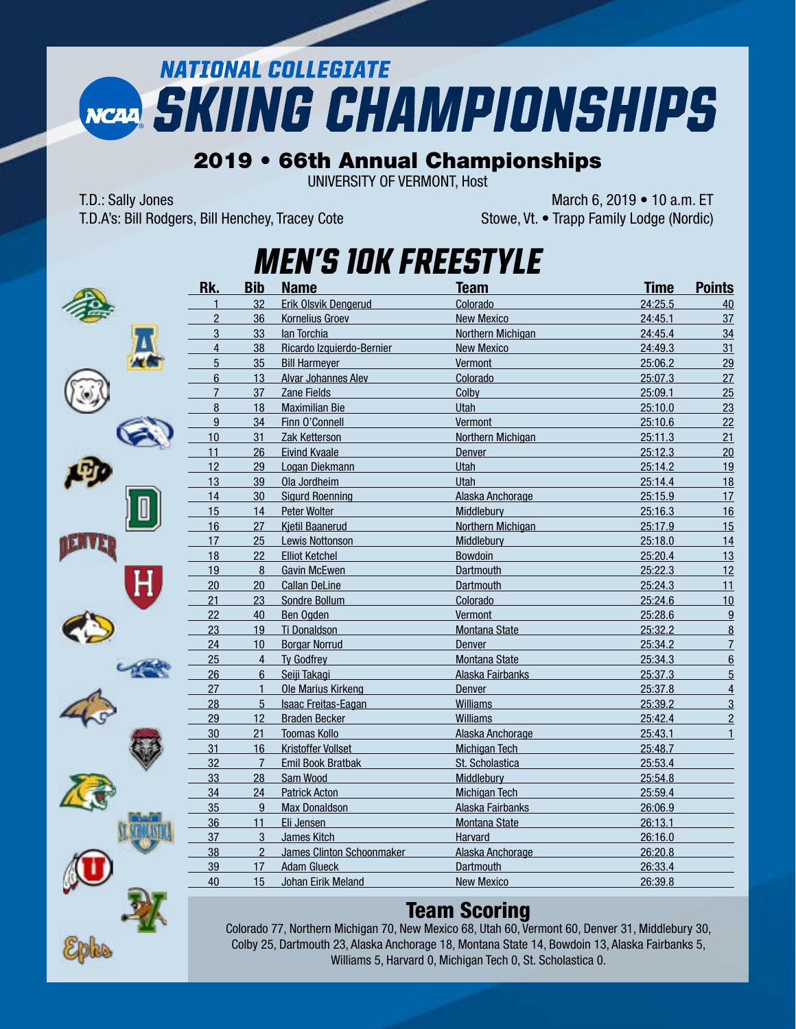# NATIONAL COLLEGIATE SKIING CHAMPIONSHIPS

## 2019 • 66th Annual Championships

UNIVERSITY OF VERMONT, Host

T.D.: Sally Jones
T.D.A's: Bill Rodgers, Bill Henchey, Tracey Cote

March 6, 2019 • 10 a.m. ET
Stowe, Vt. • Trapp Family Lodge (Nordic)

# MEN'S 10K FREESTYLE

| Rk. | Bib | Name | Team | Time | Points |
|---|---|---|---|---|---|
| 1 | 32 | Erik Olsvik Dengerud | Colorado | 24:25.5 | 40 |
| 2 | 36 | Kornelius Groev | New Mexico | 24:45.1 | 37 |
| 3 | 33 | Ian Torchia | Northern Michigan | 24:45.4 | 34 |
| 4 | 38 | Ricardo Izquierdo-Bernier | New Mexico | 24:49.3 | 31 |
| 5 | 35 | Bill Harmeyer | Vermont | 25:06.2 | 29 |
| 6 | 13 | Alvar Johannes Alev | Colorado | 25:07.3 | 27 |
| 7 | 37 | Zane Fields | Colby | 25:09.1 | 25 |
| 8 | 18 | Maximilian Bie | Utah | 25:10.0 | 23 |
| 9 | 34 | Finn O'Connell | Vermont | 25:10.6 | 22 |
| 10 | 31 | Zak Ketterson | Northern Michigan | 25:11.3 | 21 |
| 11 | 26 | Eivind Kvaale | Denver | 25:12.3 | 20 |
| 12 | 29 | Logan Diekmann | Utah | 25:14.2 | 19 |
| 13 | 39 | Ola Jordheim | Utah | 25:14.4 | 18 |
| 14 | 30 | Sigurd Roenning | Alaska Anchorage | 25:15.9 | 17 |
| 15 | 14 | Peter Wolter | Middlebury | 25:16.3 | 16 |
| 16 | 27 | Kjetil Baanerud | Northern Michigan | 25:17.9 | 15 |
| 17 | 25 | Lewis Nottonson | Middlebury | 25:18.0 | 14 |
| 18 | 22 | Elliot Ketchel | Bowdoin | 25:20.4 | 13 |
| 19 | 8 | Gavin McEwen | Dartmouth | 25:22.3 | 12 |
| 20 | 20 | Callan DeLine | Dartmouth | 25:24.3 | 11 |
| 21 | 23 | Sondre Bollum | Colorado | 25:24.6 | 10 |
| 22 | 40 | Ben Ogden | Vermont | 25:28.6 | 9 |
| 23 | 19 | Ti Donaldson | Montana State | 25:32.2 | 8 |
| 24 | 10 | Borgar Norrud | Denver | 25:34.2 | 7 |
| 25 | 4 | Ty Godfrey | Montana State | 25:34.3 | 6 |
| 26 | 6 | Seiji Takagi | Alaska Fairbanks | 25:37.3 | 5 |
| 27 | 1 | Ole Marius Kirkeng | Denver | 25:37.8 | 4 |
| 28 | 5 | Isaac Freitas-Eagan | Williams | 25:39.2 | 3 |
| 29 | 12 | Braden Becker | Williams | 25:42.4 | 2 |
| 30 | 21 | Toomas Kollo | Alaska Anchorage | 25:43.1 | 1 |
| 31 | 16 | Kristoffer Vollset | Michigan Tech | 25:48.7 | |
| 32 | 7 | Emil Book Bratbak | St. Scholastica | 25:53.4 | |
| 33 | 28 | Sam Wood | Middlebury | 25:54.8 | |
| 34 | 24 | Patrick Acton | Michigan Tech | 25:59.4 | |
| 35 | 9 | Max Donaldson | Alaska Fairbanks | 26:06.9 | |
| 36 | 11 | Eli Jensen | Montana State | 26:13.1 | |
| 37 | 3 | James Kitch | Harvard | 26:16.0 | |
| 38 | 2 | James Clinton Schoonmaker | Alaska Anchorage | 26:20.8 | |
| 39 | 17 | Adam Glueck | Dartmouth | 26:33.4 | |
| 40 | 15 | Johan Eirik Meland | New Mexico | 26:39.8 | |

## Team Scoring

Colorado 77, Northern Michigan 70, New Mexico 68, Utah 60, Vermont 60, Denver 31, Middlebury 30, Colby 25, Dartmouth 23, Alaska Anchorage 18, Montana State 14, Bowdoin 13, Alaska Fairbanks 5, Williams 5, Harvard 0, Michigan Tech 0, St. Scholastica 0.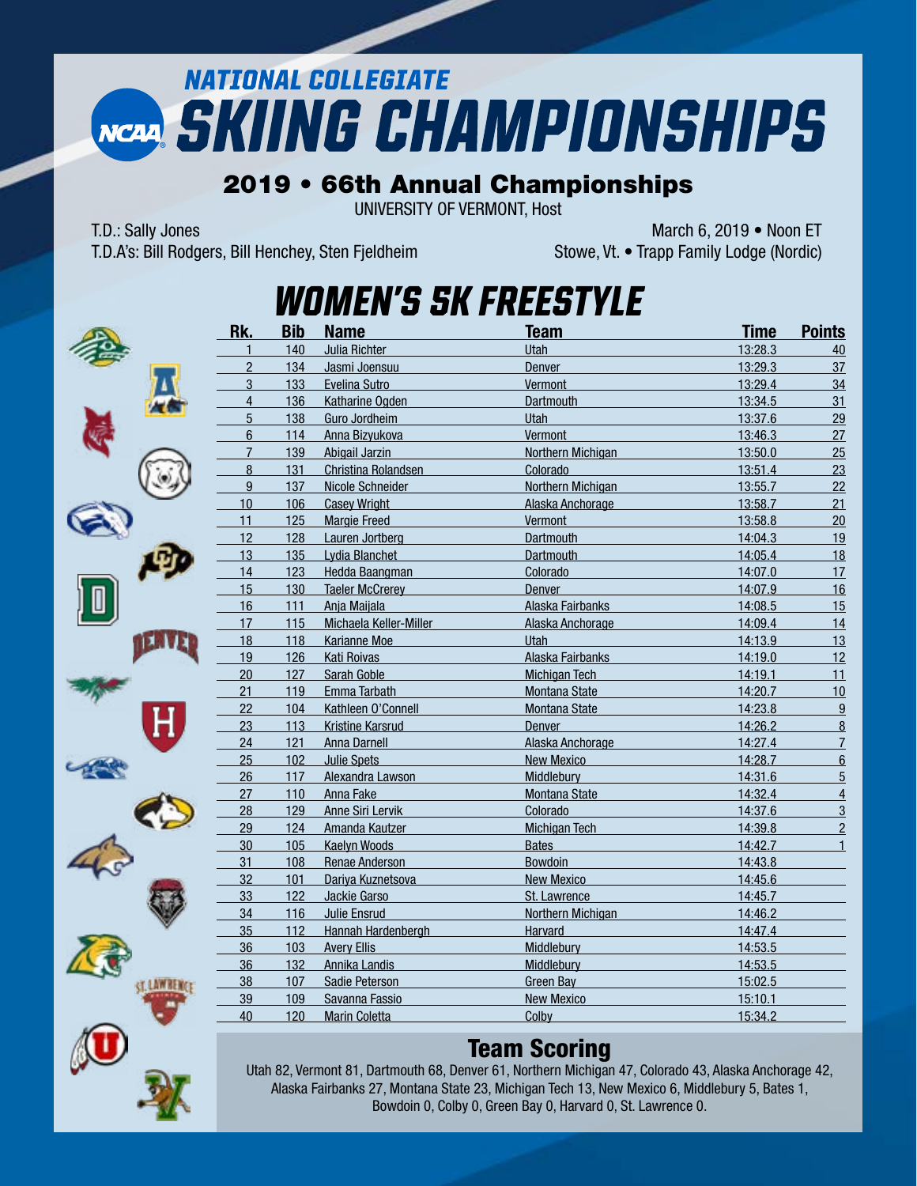# NATIONAL COLLEGIATE SKIING CHAMPIONSHIPS

## 2019 • 66th Annual Championships

UNIVERSITY OF VERMONT, Host

T.D.: Sally Jones
T.D.A's: Bill Rodgers, Bill Henchey, Sten Fjeldheim

March 6, 2019 • Noon ET
Stowe, Vt. • Trapp Family Lodge (Nordic)

## WOMEN'S 5K FREESTYLE

| Rk. | Bib | Name | Team | Time | Points |
|---|---|---|---|---|---|
| 1 | 140 | Julia Richter | Utah | 13:28.3 | 40 |
| 2 | 134 | Jasmi Joensuu | Denver | 13:29.3 | 37 |
| 3 | 133 | Evelina Sutro | Vermont | 13:29.4 | 34 |
| 4 | 136 | Katharine Ogden | Dartmouth | 13:34.5 | 31 |
| 5 | 138 | Guro Jordheim | Utah | 13:37.6 | 29 |
| 6 | 114 | Anna Bizyukova | Vermont | 13:46.3 | 27 |
| 7 | 139 | Abigail Jarzin | Northern Michigan | 13:50.0 | 25 |
| 8 | 131 | Christina Rolandsen | Colorado | 13:51.4 | 23 |
| 9 | 137 | Nicole Schneider | Northern Michigan | 13:55.7 | 22 |
| 10 | 106 | Casey Wright | Alaska Anchorage | 13:58.7 | 21 |
| 11 | 125 | Margie Freed | Vermont | 13:58.8 | 20 |
| 12 | 128 | Lauren Jortberg | Dartmouth | 14:04.3 | 19 |
| 13 | 135 | Lydia Blanchet | Dartmouth | 14:05.4 | 18 |
| 14 | 123 | Hedda Baangman | Colorado | 14:07.0 | 17 |
| 15 | 130 | Taeler McCrerey | Denver | 14:07.9 | 16 |
| 16 | 111 | Anja Maijala | Alaska Fairbanks | 14:08.5 | 15 |
| 17 | 115 | Michaela Keller-Miller | Alaska Anchorage | 14:09.4 | 14 |
| 18 | 118 | Karianne Moe | Utah | 14:13.9 | 13 |
| 19 | 126 | Kati Roivas | Alaska Fairbanks | 14:19.0 | 12 |
| 20 | 127 | Sarah Goble | Michigan Tech | 14:19.1 | 11 |
| 21 | 119 | Emma Tarbath | Montana State | 14:20.7 | 10 |
| 22 | 104 | Kathleen O'Connell | Montana State | 14:23.8 | 9 |
| 23 | 113 | Kristine Karsrud | Denver | 14:26.2 | 8 |
| 24 | 121 | Anna Darnell | Alaska Anchorage | 14:27.4 | 7 |
| 25 | 102 | Julie Spets | New Mexico | 14:28.7 | 6 |
| 26 | 117 | Alexandra Lawson | Middlebury | 14:31.6 | 5 |
| 27 | 110 | Anna Fake | Montana State | 14:32.4 | 4 |
| 28 | 129 | Anne Siri Lervik | Colorado | 14:37.6 | 3 |
| 29 | 124 | Amanda Kautzer | Michigan Tech | 14:39.8 | 2 |
| 30 | 105 | Kaelyn Woods | Bates | 14:42.7 | 1 |
| 31 | 108 | Renae Anderson | Bowdoin | 14:43.8 | |
| 32 | 101 | Dariya Kuznetsova | New Mexico | 14:45.6 | |
| 33 | 122 | Jackie Garso | St. Lawrence | 14:45.7 | |
| 34 | 116 | Julie Ensrud | Northern Michigan | 14:46.2 | |
| 35 | 112 | Hannah Hardenbergh | Harvard | 14:47.4 | |
| 36 | 103 | Avery Ellis | Middlebury | 14:53.5 | |
| 36 | 132 | Annika Landis | Middlebury | 14:53.5 | |
| 38 | 107 | Sadie Peterson | Green Bay | 15:02.5 | |
| 39 | 109 | Savanna Fassio | New Mexico | 15:10.1 | |
| 40 | 120 | Marin Coletta | Colby | 15:34.2 | |

### Team Scoring

Utah 82, Vermont 81, Dartmouth 68, Denver 61, Northern Michigan 47, Colorado 43, Alaska Anchorage 42, Alaska Fairbanks 27, Montana State 23, Michigan Tech 13, New Mexico 6, Middlebury 5, Bates 1, Bowdoin 0, Colby 0, Green Bay 0, Harvard 0, St. Lawrence 0.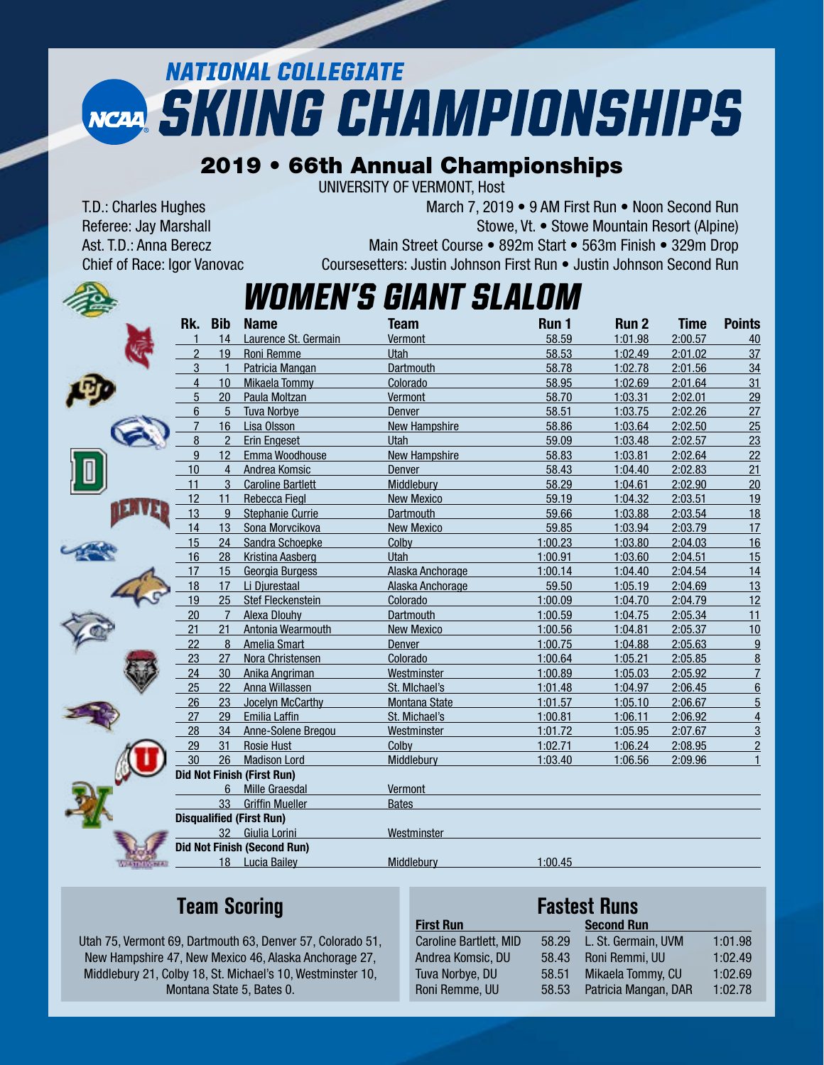# NATIONAL COLLEGIATE SKIING CHAMPIONSHIPS

## 2019 • 66th Annual Championships

UNIVERSITY OF VERMONT, Host

T.D.: Charles Hughes
Referee: Jay Marshall
Ast. T.D.: Anna Berecz
Chief of Race: Igor Vanovac

March 7, 2019 • 9 AM First Run • Noon Second Run
Stowe, Vt. • Stowe Mountain Resort (Alpine)
Main Street Course • 892m Start • 563m Finish • 329m Drop
Coursesetters: Justin Johnson First Run • Justin Johnson Second Run

## WOMEN'S GIANT SLALOM

| Rk. | Bib | Name | Team | Run 1 | Run 2 | Time | Points |
|---|---|---|---|---|---|---|---|
| 1 | 14 | Laurence St. Germain | Vermont | 58.59 | 1:01.98 | 2:00.57 | 40 |
| 2 | 19 | Roni Remme | Utah | 58.53 | 1:02.49 | 2:01.02 | 37 |
| 3 | 1 | Patricia Mangan | Dartmouth | 58.78 | 1:02.78 | 2:01.56 | 34 |
| 4 | 10 | Mikaela Tommy | Colorado | 58.95 | 1:02.69 | 2:01.64 | 31 |
| 5 | 20 | Paula Moltzan | Vermont | 58.70 | 1:03.31 | 2:02.01 | 29 |
| 6 | 5 | Tuva Norbye | Denver | 58.51 | 1:03.75 | 2:02.26 | 27 |
| 7 | 16 | Lisa Olsson | New Hampshire | 58.86 | 1:03.64 | 2:02.50 | 25 |
| 8 | 2 | Erin Engeset | Utah | 59.09 | 1:03.48 | 2:02.57 | 23 |
| 9 | 12 | Emma Woodhouse | New Hampshire | 58.83 | 1:03.81 | 2:02.64 | 22 |
| 10 | 4 | Andrea Komsic | Denver | 58.43 | 1:04.40 | 2:02.83 | 21 |
| 11 | 3 | Caroline Bartlett | Middlebury | 58.29 | 1:04.61 | 2:02.90 | 20 |
| 12 | 11 | Rebecca Fiegl | New Mexico | 59.19 | 1:04.32 | 2:03.51 | 19 |
| 13 | 9 | Stephanie Currie | Dartmouth | 59.66 | 1:03.88 | 2:03.54 | 18 |
| 14 | 13 | Sona Morvcikova | New Mexico | 59.85 | 1:03.94 | 2:03.79 | 17 |
| 15 | 24 | Sandra Schoepke | Colby | 1:00.23 | 1:03.80 | 2:04.03 | 16 |
| 16 | 28 | Kristina Aasberg | Utah | 1:00.91 | 1:03.60 | 2:04.51 | 15 |
| 17 | 15 | Georgia Burgess | Alaska Anchorage | 1:00.14 | 1:04.40 | 2:04.54 | 14 |
| 18 | 17 | Li Djurestaal | Alaska Anchorage | 59.50 | 1:05.19 | 2:04.69 | 13 |
| 19 | 25 | Stef Fleckenstein | Colorado | 1:00.09 | 1:04.70 | 2:04.79 | 12 |
| 20 | 7 | Alexa Dlouhy | Dartmouth | 1:00.59 | 1:04.75 | 2:05.34 | 11 |
| 21 | 21 | Antonia Wearmouth | New Mexico | 1:00.56 | 1:04.81 | 2:05.37 | 10 |
| 22 | 8 | Amelia Smart | Denver | 1:00.75 | 1:04.88 | 2:05.63 | 9 |
| 23 | 27 | Nora Christensen | Colorado | 1:00.64 | 1:05.21 | 2:05.85 | 8 |
| 24 | 30 | Anika Angriman | Westminster | 1:00.89 | 1:05.03 | 2:05.92 | 7 |
| 25 | 22 | Anna Willassen | St. MIchael's | 1:01.48 | 1:04.97 | 2:06.45 | 6 |
| 26 | 23 | Jocelyn McCarthy | Montana State | 1:01.57 | 1:05.10 | 2:06.67 | 5 |
| 27 | 29 | Emilia Laffin | St. Michael's | 1:00.81 | 1:06.11 | 2:06.92 | 4 |
| 28 | 34 | Anne-Solene Bregou | Westminster | 1:01.72 | 1:05.95 | 2:07.67 | 3 |
| 29 | 31 | Rosie Hust | Colby | 1:02.71 | 1:06.24 | 2:08.95 | 2 |
| 30 | 26 | Madison Lord | Middlebury | 1:03.40 | 1:06.56 | 2:09.96 | 1 |
| **Did Not Finish (First Run)** | | | | | | | |
| | 6 | Mille Graesdal | Vermont | | | | |
| | 33 | Griffin Mueller | Bates | | | | |
| **Disqualified (First Run)** | | | | | | | |
| | 32 | Giulia Lorini | Westminster | | | | |
| **Did Not Finish (Second Run)** | | | | | | | |
| | 18 | Lucia Bailey | Middlebury | 1:00.45 | | | |

## Team Scoring

Utah 75, Vermont 69, Dartmouth 63, Denver 57, Colorado 51, New Hampshire 47, New Mexico 46, Alaska Anchorage 27, Middlebury 21, Colby 18, St. Michael's 10, Westminster 10, Montana State 5, Bates 0.

## Fastest Runs

| First Run | | Second Run | |
|---|---|---|---|
| Caroline Bartlett, MID | 58.29 | L. St. Germain, UVM | 1:01.98 |
| Andrea Komsic, DU | 58.43 | Roni Remmi, UU | 1:02.49 |
| Tuva Norbye, DU | 58.51 | Mikaela Tommy, CU | 1:02.69 |
| Roni Remme, UU | 58.53 | Patricia Mangan, DAR | 1:02.78 |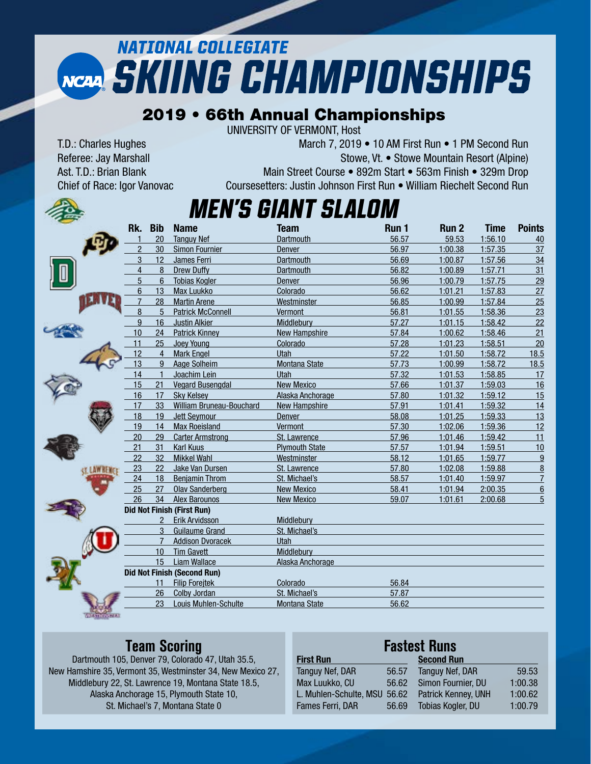# NATIONAL COLLEGIATE SKIING CHAMPIONSHIPS

## 2019 • 66th Annual Championships

UNIVERSITY OF VERMONT, Host

T.D.: Charles Hughes
Referee: Jay Marshall
Ast. T.D.: Brian Blank
Chief of Race: Igor Vanovac

March 7, 2019 • 10 AM First Run • 1 PM Second Run
Stowe, Vt. • Stowe Mountain Resort (Alpine)
Main Street Course • 892m Start • 563m Finish • 329m Drop
Coursesetters: Justin Johnson First Run • William Riechelt Second Run

## MEN'S GIANT SLALOM

| Rk. | Bib | Name | Team | Run 1 | Run 2 | Time | Points |
|---|---|---|---|---|---|---|---|
| 1 | 20 | Tanguy Nef | Dartmouth | 56.57 | 59.53 | 1:56.10 | 40 |
| 2 | 30 | Simon Fournier | Denver | 56.97 | 1:00.38 | 1:57.35 | 37 |
| 3 | 12 | James Ferri | Dartmouth | 56.69 | 1:00.87 | 1:57.56 | 34 |
| 4 | 8 | Drew Duffy | Dartmouth | 56.82 | 1:00.89 | 1:57.71 | 31 |
| 5 | 6 | Tobias Kogler | Denver | 56.96 | 1:00.79 | 1:57.75 | 29 |
| 6 | 13 | Max Luukko | Colorado | 56.62 | 1:01.21 | 1:57.83 | 27 |
| 7 | 28 | Martin Arene | Westminster | 56.85 | 1:00.99 | 1:57.84 | 25 |
| 8 | 5 | Patrick McConnell | Vermont | 56.81 | 1:01.55 | 1:58.36 | 23 |
| 9 | 16 | Justin Alkier | Middlebury | 57.27 | 1:01.15 | 1:58.42 | 22 |
| 10 | 24 | Patrick Kinney | New Hampshire | 57.84 | 1:00.62 | 1:58.46 | 21 |
| 11 | 25 | Joey Young | Colorado | 57.28 | 1:01.23 | 1:58.51 | 20 |
| 12 | 4 | Mark Engel | Utah | 57.22 | 1:01.50 | 1:58.72 | 18.5 |
| 13 | 9 | Aage Solheim | Montana State | 57.73 | 1:00.99 | 1:58.72 | 18.5 |
| 14 | 1 | Joachim Lein | Utah | 57.32 | 1:01.53 | 1:58.85 | 17 |
| 15 | 21 | Vegard Busengdal | New Mexico | 57.66 | 1:01.37 | 1:59.03 | 16 |
| 16 | 17 | Sky Kelsey | Alaska Anchorage | 57.80 | 1:01.32 | 1:59.12 | 15 |
| 17 | 33 | William Bruneau-Bouchard | New Hampshire | 57.91 | 1:01.41 | 1:59.32 | 14 |
| 18 | 19 | Jett Seymour | Denver | 58.08 | 1:01.25 | 1:59.33 | 13 |
| 19 | 14 | Max Roeisland | Vermont | 57.30 | 1:02.06 | 1:59.36 | 12 |
| 20 | 29 | Carter Armstrong | St. Lawrence | 57.96 | 1:01.46 | 1:59.42 | 11 |
| 21 | 31 | Karl Kuus | Plymouth State | 57.57 | 1:01.94 | 1:59.51 | 10 |
| 22 | 32 | Mikkel Wahl | Westminster | 58.12 | 1:01.65 | 1:59.77 | 9 |
| 23 | 22 | Jake Van Dursen | St. Lawrence | 57.80 | 1:02.08 | 1:59.88 | 8 |
| 24 | 18 | Benjamin Throm | St. Michael's | 58.57 | 1:01.40 | 1:59.97 | 7 |
| 25 | 27 | Olav Sanderberg | New Mexico | 58.41 | 1:01.94 | 2:00.35 | 6 |
| 26 | 34 | Alex Barounos | New Mexico | 59.07 | 1:01.61 | 2:00.68 | 5 |
| **Did Not Finish (First Run)** | | | | | | | |
| | 2 | Erik Arvidsson | Middlebury | | | | |
| | 3 | Guilaume Grand | St. Michael's | | | | |
| | 7 | Addison Dvoracek | Utah | | | | |
| | 10 | Tim Gavett | Middlebury | | | | |
| | 15 | Liam Wallace | Alaska Anchorage | | | | |
| **Did Not Finish (Second Run)** | | | | | | | |
| | 11 | Filip Forejtek | Colorado | 56.84 | | | |
| | 26 | Colby Jordan | St. Michael's | 57.87 | | | |
| | 23 | Louis Muhlen-Schulte | Montana State | 56.62 | | | |

### Team Scoring

Dartmouth 105, Denver 79, Colorado 47, Utah 35.5, New Hamshire 35, Vermont 35, Westminster 34, New Mexico 27, Middlebury 22, St. Lawrence 19, Montana State 18.5, Alaska Anchorage 15, Plymouth State 10, St. Michael's 7, Montana State 0

### Fastest Runs

| First Run | | Second Run | |
|---|---|---|---|
| Tanguy Nef, DAR | 56.57 | Tanguy Nef, DAR | 59.53 |
| Max Luukko, CU | 56.62 | Simon Fournier, DU | 1:00.38 |
| L. Muhlen-Schulte, MSU | 56.62 | Patrick Kenney, UNH | 1:00.62 |
| Fames Ferri, DAR | 56.69 | Tobias Kogler, DU | 1:00.79 |